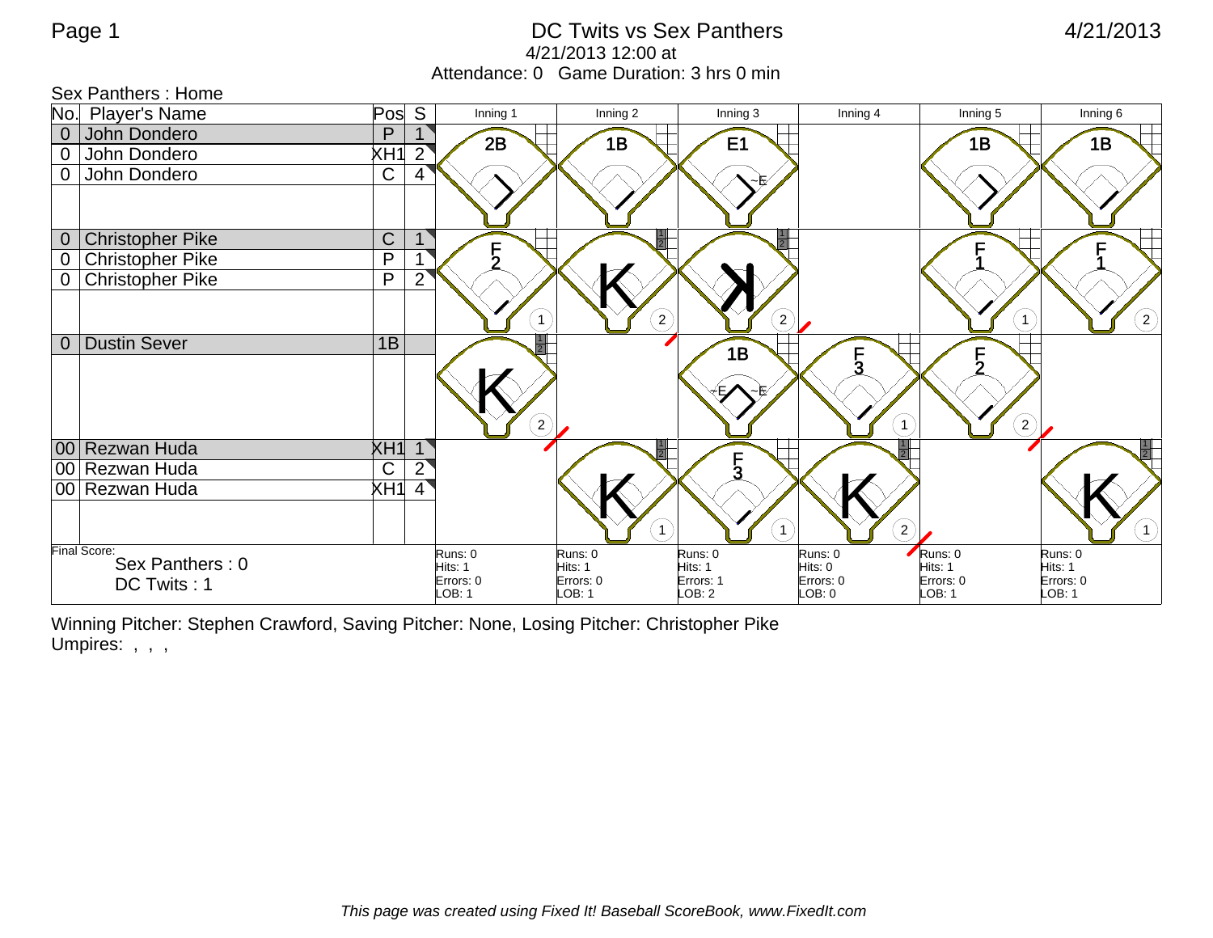# DC Twits vs Sex Panthers

4/21/2013 12:00 at

Attendance: 0   Game Duration: 3 hrs 0 min

Sex Panthers : Home

| No. | Player's Name | Pos | S | Inning 1 | Inning 2 | Inning 3 | Inning 4 | Inning 5 | Inning 6 |
|---|---|---|---|---|---|---|---|---|---|
| 0 | John Dondero | P | 1 | 2B | 1B | E1 | | 1B | 1B |
| 0 | John Dondero | XH1 | 2 | | | | | | |
| 0 | John Dondero | C | 4 | | | | | | |
| 0 | Christopher Pike | C | 1 | F 2 (1) | K (2) | K (2) | | F 1 (1) | F 1 (2) |
| 0 | Christopher Pike | P | 1 | | | | | | |
| 0 | Christopher Pike | P | 2 | | | | | | |
| 0 | Dustin Sever | 1B | | K (2) | | 1B | F 3 (1) | F 2 (2) | |
| 00 | Rezwan Huda | XH1 | 1 | | K (1) | F 3 (1) | K (2) | | K (1) |
| 00 | Rezwan Huda | C | 2 | | | | | | |
| 00 | Rezwan Huda | XH1 | 4 | | | | | | |
| | | | | Runs: 0<br>Hits: 1<br>Errors: 0<br>LOB: 1 | Runs: 0<br>Hits: 1<br>Errors: 0<br>LOB: 1 | Runs: 0<br>Hits: 1<br>Errors: 1<br>LOB: 2 | Runs: 0<br>Hits: 0<br>Errors: 0<br>LOB: 0 | Runs: 0<br>Hits: 1<br>Errors: 0<br>LOB: 1 | Runs: 0<br>Hits: 1<br>Errors: 0<br>LOB: 1 |

Final Score:
Sex Panthers : 0
DC Twits : 1

Winning Pitcher: Stephen Crawford, Saving Pitcher: None, Losing Pitcher: Christopher Pike

Umpires: , , ,

*This page was created using Fixed It! Baseball ScoreBook, www.FixedIt.com*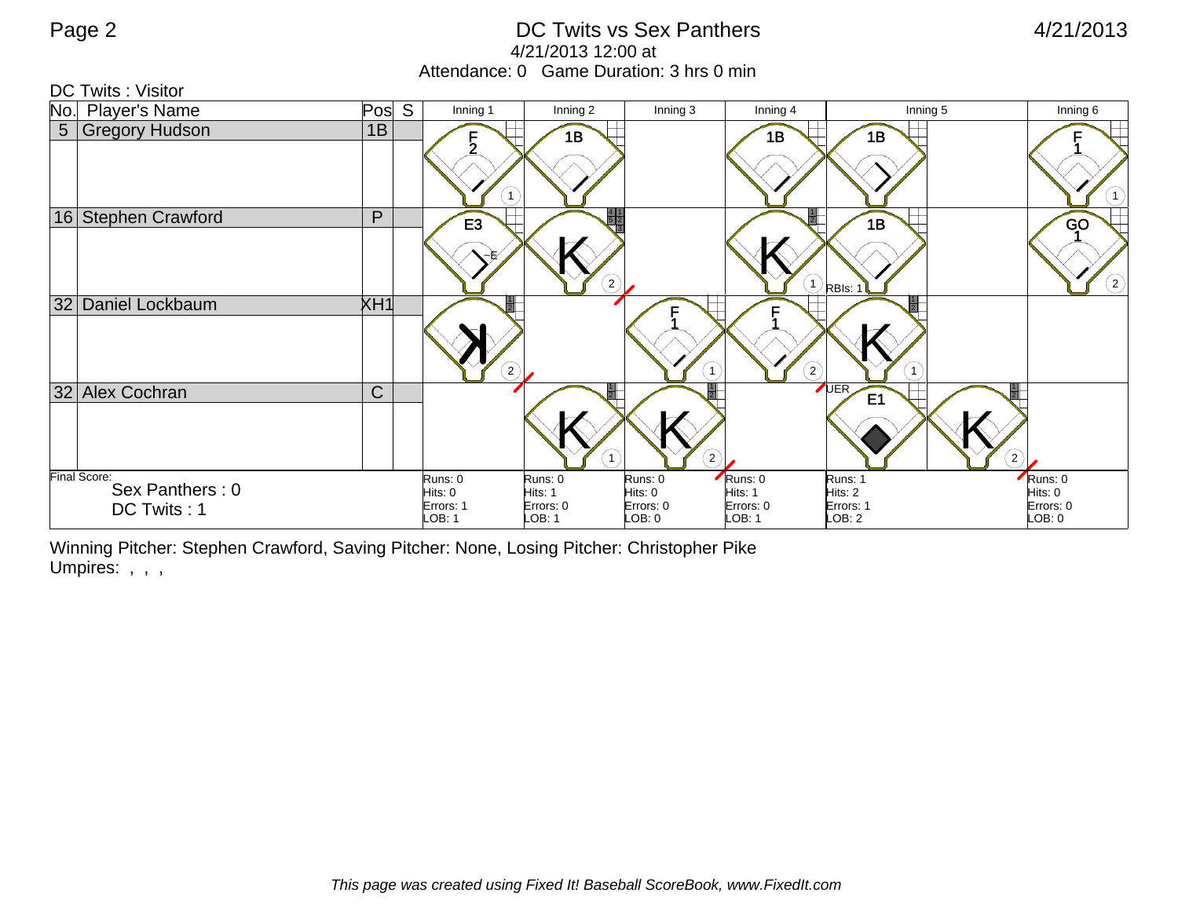# DC Twits vs Sex Panthers

4/21/2013 12:00 at

Attendance: 0   Game Duration: 3 hrs 0 min

DC Twits : Visitor

| No. | Player's Name | Pos | S | Inning 1 | Inning 2 | Inning 3 | Inning 4 | Inning 5 | | Inning 6 |
|---|---|---|---|---|---|---|---|---|---|---|
| 5 | Gregory Hudson | 1B | | F 2 (1) | 1B | | 1B | 1B | | F 1 (1) |
| 16 | Stephen Crawford | P | | E3 ~E | K (2) | | K (1) | 1B RBIs: 1 | | GO 1 (2) |
| 32 | Daniel Lockbaum | XH1 | | K (2) | | F 1 (1) | F 1 (2) | K (1) | | |
| 32 | Alex Cochran | C | | | K (1) | K (2) | | UER E1 | K (2) | |

| Final Score: | Inning 1 | Inning 2 | Inning 3 | Inning 4 | Inning 5 | Inning 6 |
|---|---|---|---|---|---|---|
| Sex Panthers : 0<br>DC Twits : 1 | Runs: 0<br>Hits: 0<br>Errors: 1<br>LOB: 1 | Runs: 0<br>Hits: 1<br>Errors: 0<br>LOB: 1 | Runs: 0<br>Hits: 0<br>Errors: 0<br>LOB: 0 | Runs: 0<br>Hits: 1<br>Errors: 0<br>LOB: 1 | Runs: 1<br>Hits: 2<br>Errors: 1<br>LOB: 2 | Runs: 0<br>Hits: 0<br>Errors: 0<br>LOB: 0 |

Winning Pitcher: Stephen Crawford, Saving Pitcher: None, Losing Pitcher: Christopher Pike

Umpires: , , ,

*This page was created using Fixed It! Baseball ScoreBook, www.FixedIt.com*